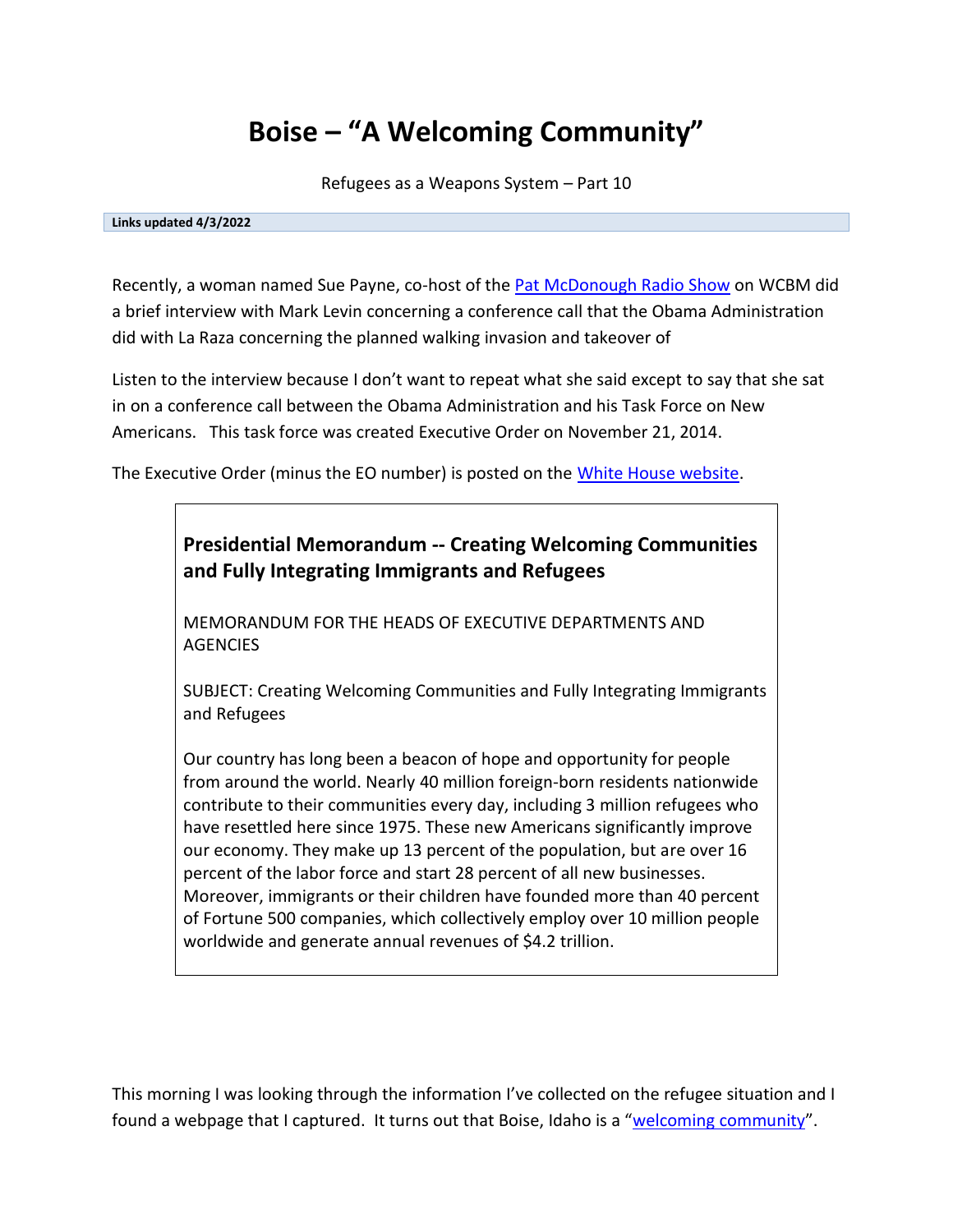# Boise – "A Welcoming Community"

Refugees as a Weapons System – Part 10

**Links updated 4/3/2022**

Recently, a woman named Sue Payne, co-host of the Pat McDonough Radio Show on WCBM did a brief interview with Mark Levin concerning a conference call that the Obama Administration did with La Raza concerning the planned walking invasion and takeover of

Listen to the interview because I don't want to repeat what she said except to say that she sat in on a conference call between the Obama Administration and his Task Force on New Americans. This task force was created Executive Order on November 21, 2014.

The Executive Order (minus the EO number) is posted on the White House website.

> **Presidential Memorandum -- Creating Welcoming Communities and Fully Integrating Immigrants and Refugees**
>
> MEMORANDUM FOR THE HEADS OF EXECUTIVE DEPARTMENTS AND AGENCIES
>
> SUBJECT: Creating Welcoming Communities and Fully Integrating Immigrants and Refugees
>
> Our country has long been a beacon of hope and opportunity for people from around the world. Nearly 40 million foreign-born residents nationwide contribute to their communities every day, including 3 million refugees who have resettled here since 1975. These new Americans significantly improve our economy. They make up 13 percent of the population, but are over 16 percent of the labor force and start 28 percent of all new businesses. Moreover, immigrants or their children have founded more than 40 percent of Fortune 500 companies, which collectively employ over 10 million people worldwide and generate annual revenues of $4.2 trillion.

This morning I was looking through the information I've collected on the refugee situation and I found a webpage that I captured. It turns out that Boise, Idaho is a "welcoming community".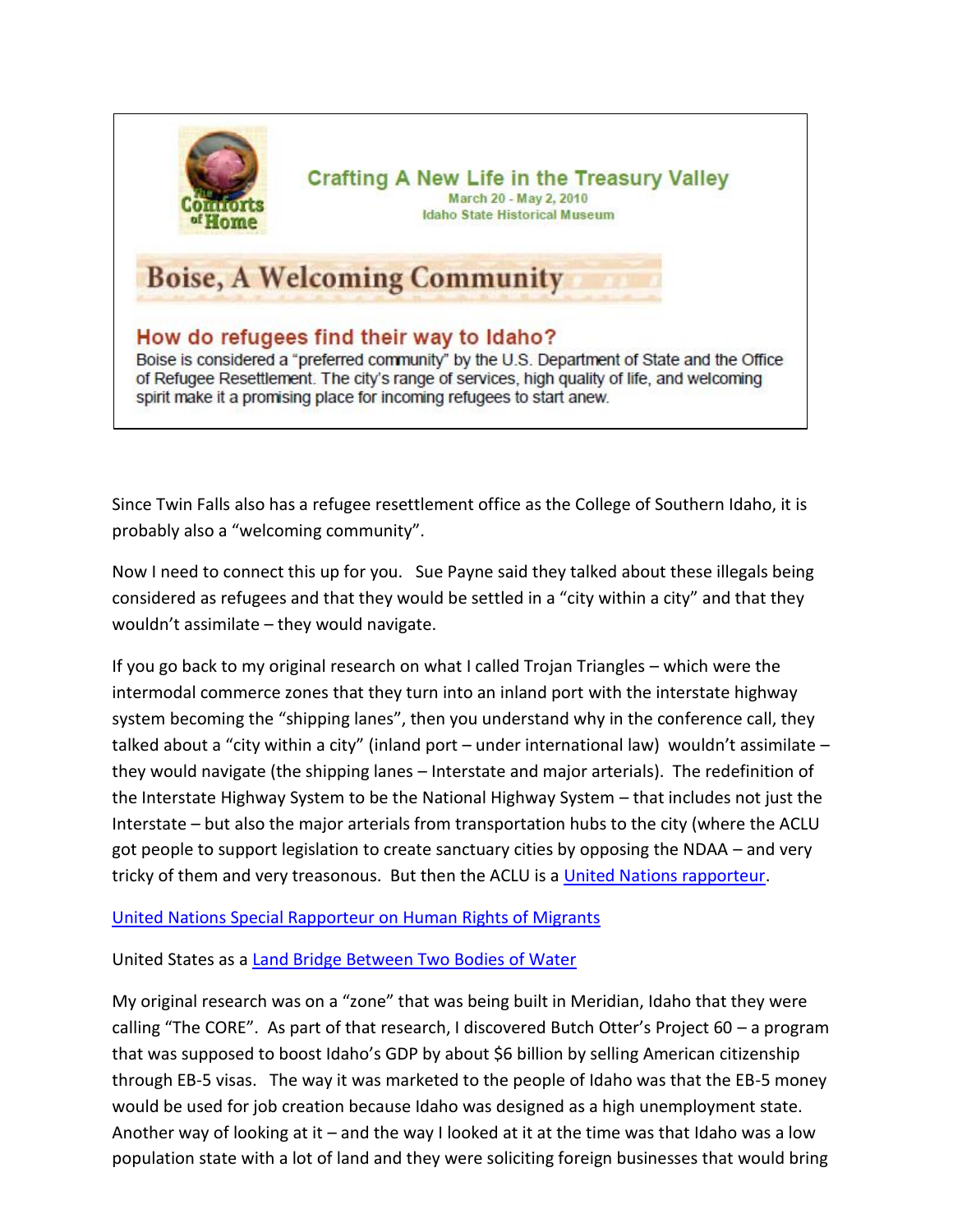The Comforts of Home

**Crafting A New Life in the Treasury Valley**
March 20 - May 2, 2010
Idaho State Historical Museum

## Boise, A Welcoming Community

### How do refugees find their way to Idaho?

Boise is considered a "preferred community" by the U.S. Department of State and the Office of Refugee Resettlement. The city's range of services, high quality of life, and welcoming spirit make it a promising place for incoming refugees to start anew.

Since Twin Falls also has a refugee resettlement office as the College of Southern Idaho, it is probably also a "welcoming community".

Now I need to connect this up for you. Sue Payne said they talked about these illegals being considered as refugees and that they would be settled in a "city within a city" and that they wouldn't assimilate – they would navigate.

If you go back to my original research on what I called Trojan Triangles – which were the intermodal commerce zones that they turn into an inland port with the interstate highway system becoming the "shipping lanes", then you understand why in the conference call, they talked about a "city within a city" (inland port – under international law) wouldn't assimilate – they would navigate (the shipping lanes – Interstate and major arterials). The redefinition of the Interstate Highway System to be the National Highway System – that includes not just the Interstate – but also the major arterials from transportation hubs to the city (where the ACLU got people to support legislation to create sanctuary cities by opposing the NDAA – and very tricky of them and very treasonous. But then the ACLU is a United Nations rapporteur.

United Nations Special Rapporteur on Human Rights of Migrants

United States as a Land Bridge Between Two Bodies of Water

My original research was on a "zone" that was being built in Meridian, Idaho that they were calling "The CORE". As part of that research, I discovered Butch Otter's Project 60 – a program that was supposed to boost Idaho's GDP by about $6 billion by selling American citizenship through EB-5 visas. The way it was marketed to the people of Idaho was that the EB-5 money would be used for job creation because Idaho was designed as a high unemployment state. Another way of looking at it – and the way I looked at it at the time was that Idaho was a low population state with a lot of land and they were soliciting foreign businesses that would bring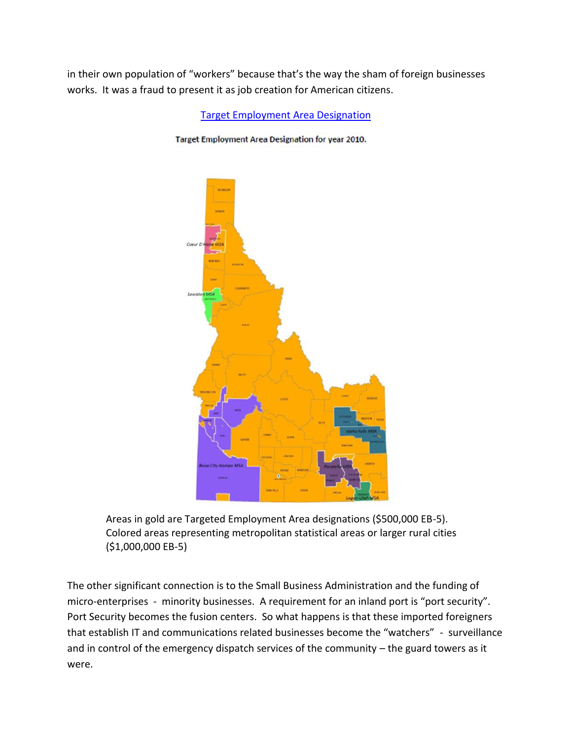in their own population of "workers" because that's the way the sham of foreign businesses works. It was a fraud to present it as job creation for American citizens.

Target Employment Area Designation

**Target Employment Area Designation for year 2010.**

Areas in gold are Targeted Employment Area designations ($500,000 EB-5). Colored areas representing metropolitan statistical areas or larger rural cities ($1,000,000 EB-5)

The other significant connection is to the Small Business Administration and the funding of micro-enterprises - minority businesses. A requirement for an inland port is "port security". Port Security becomes the fusion centers. So what happens is that these imported foreigners that establish IT and communications related businesses become the "watchers" - surveillance and in control of the emergency dispatch services of the community – the guard towers as it were.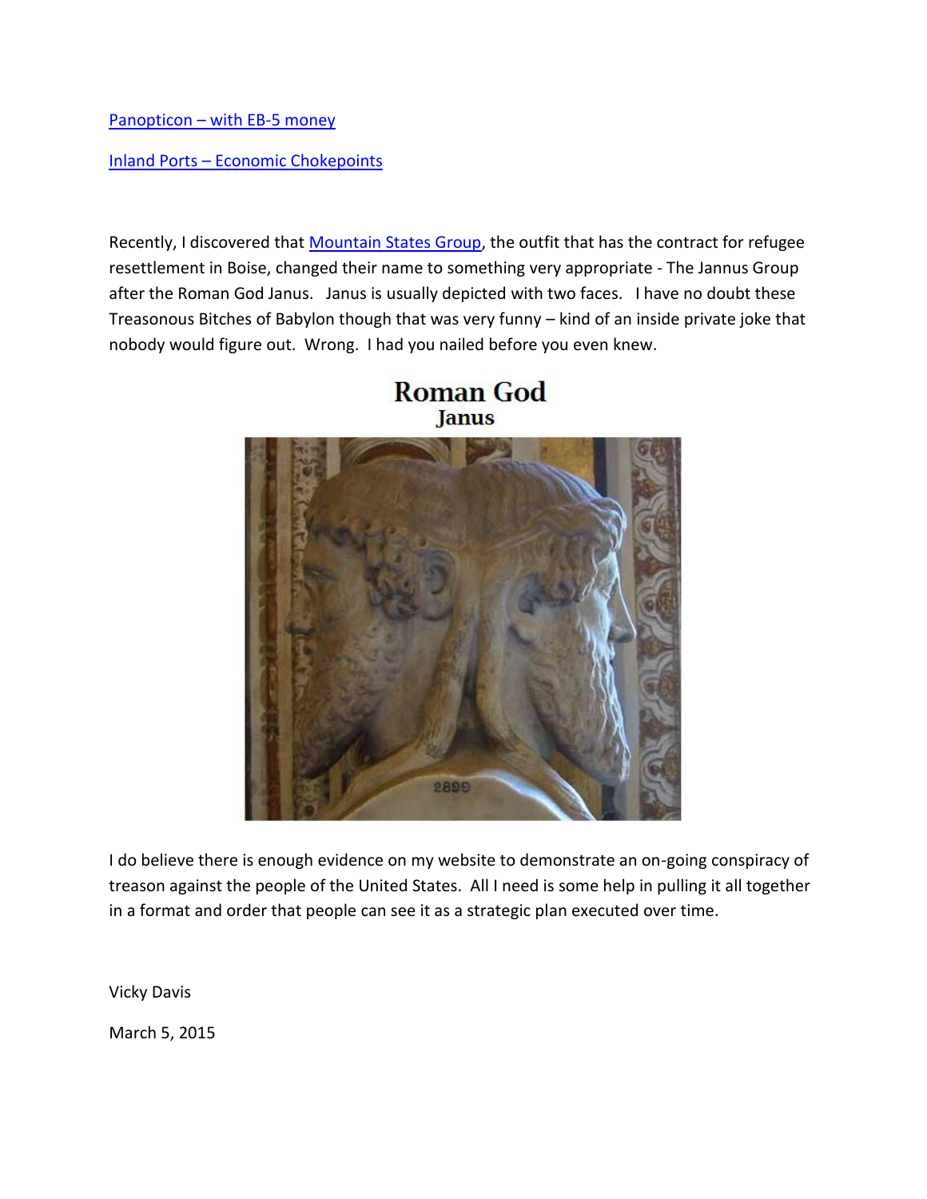[Panopticon – with EB-5 money](#)

[Inland Ports – Economic Chokepoints](#)

Recently, I discovered that [Mountain States Group](#), the outfit that has the contract for refugee resettlement in Boise, changed their name to something very appropriate - The Jannus Group after the Roman God Janus. Janus is usually depicted with two faces. I have no doubt these Treasonous Bitches of Babylon though that was very funny – kind of an inside private joke that nobody would figure out. Wrong. I had you nailed before you even knew.

Roman God
Janus

2899

I do believe there is enough evidence on my website to demonstrate an on-going conspiracy of treason against the people of the United States. All I need is some help in pulling it all together in a format and order that people can see it as a strategic plan executed over time.

Vicky Davis

March 5, 2015